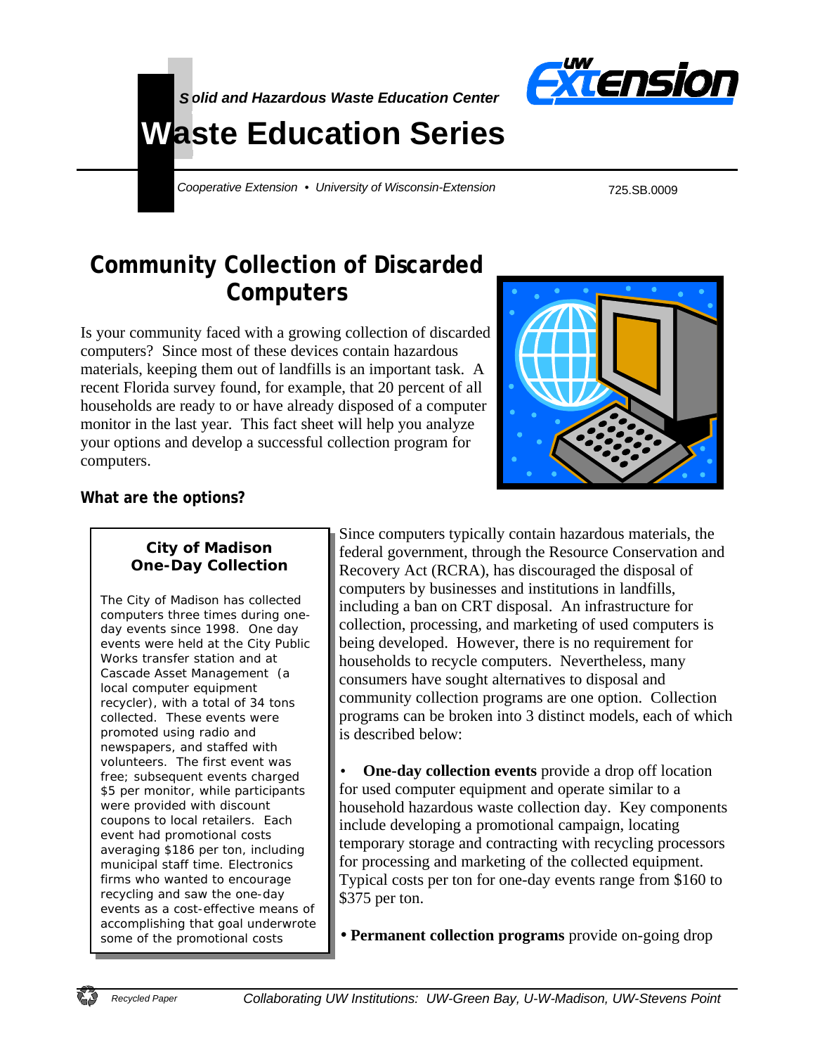*Solid and Hazardous Waste Education Center*

# Waste Education Series

*Cooperative Extension • University of Wisconsin-Extension*

725.SB.0009

## Community Collection of Discarded Computers

Is your community faced with a growing collection of discarded computers? Since most of these devices contain hazardous materials, keeping them out of landfills is an important task. A recent Florida survey found, for example, that 20 percent of all households are ready to or have already disposed of a computer monitor in the last year. This fact sheet will help you analyze your options and develop a successful collection program for computers.

### What are the options?

Since computers typically contain hazardous materials, the federal government, through the Resource Conservation and Recovery Act (RCRA), has discouraged the disposal of computers by businesses and institutions in landfills, including a ban on CRT disposal. An infrastructure for collection, processing, and marketing of used computers is being developed. However, there is no requirement for households to recycle computers. Nevertheless, many consumers have sought alternatives to disposal and community collection programs are one option. Collection programs can be broken into 3 distinct models, each of which is described below:

- **One-day collection events** provide a drop off location for used computer equipment and operate similar to a household hazardous waste collection day. Key components include developing a promotional campaign, locating temporary storage and contracting with recycling processors for processing and marketing of the collected equipment. Typical costs per ton for one-day events range from $160 to $375 per ton.

- **Permanent collection programs** provide on-going drop

> **City of Madison One-Day Collection**
>
> The City of Madison has collected computers three times during one-day events since 1998. One day events were held at the City Public Works transfer station and at Cascade Asset Management (a local computer equipment recycler), with a total of 34 tons collected. These events were promoted using radio and newspapers, and staffed with volunteers. The first event was free; subsequent events charged $5 per monitor, while participants were provided with discount coupons to local retailers. Each event had promotional costs averaging $186 per ton, including municipal staff time. Electronics firms who wanted to encourage recycling and saw the one-day events as a cost-effective means of accomplishing that goal underwrote some of the promotional costs

Recycled Paper

*Collaborating UW Institutions: UW-Green Bay, U-W-Madison, UW-Stevens Point*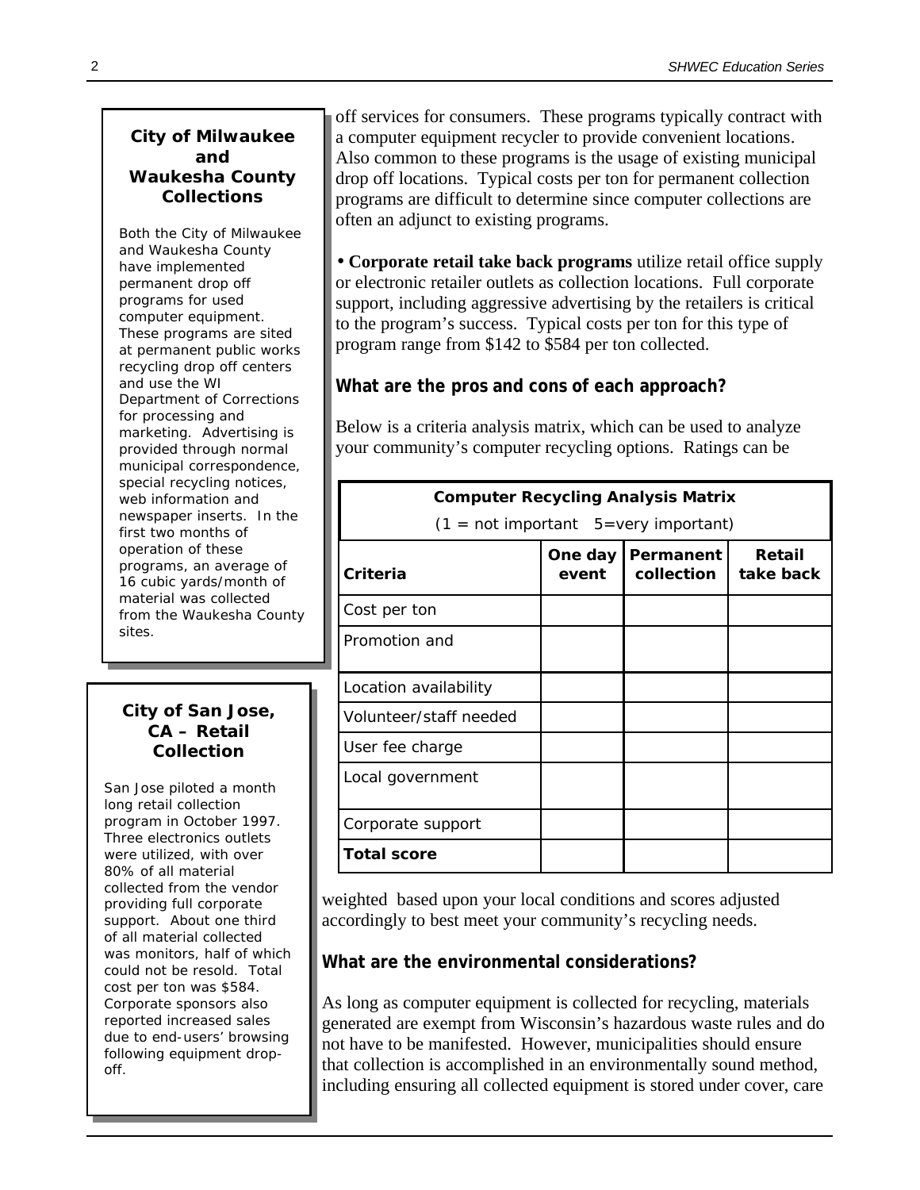### City of Milwaukee and Waukesha County Collections

Both the City of Milwaukee and Waukesha County have implemented permanent drop off programs for used computer equipment. These programs are sited at permanent public works recycling drop off centers and use the WI Department of Corrections for processing and marketing. Advertising is provided through normal municipal correspondence, special recycling notices, web information and newspaper inserts. In the first two months of operation of these programs, an average of 16 cubic yards/month of material was collected from the Waukesha County sites.

### City of San Jose, CA – Retail Collection

San Jose piloted a month long retail collection program in October 1997. Three electronics outlets were utilized, with over 80% of all material collected from the vendor providing full corporate support. About one third of all material collected was monitors, half of which could not be resold. Total cost per ton was $584. Corporate sponsors also reported increased sales due to end-users' browsing following equipment drop-off.

off services for consumers. These programs typically contract with a computer equipment recycler to provide convenient locations. Also common to these programs is the usage of existing municipal drop off locations. Typical costs per ton for permanent collection programs are difficult to determine since computer collections are often an adjunct to existing programs.

- **Corporate retail take back programs** utilize retail office supply or electronic retailer outlets as collection locations. Full corporate support, including aggressive advertising by the retailers is critical to the program's success. Typical costs per ton for this type of program range from $142 to $584 per ton collected.

**What are the pros and cons of each approach?**

Below is a criteria analysis matrix, which can be used to analyze your community's computer recycling options. Ratings can be weighted based upon your local conditions and scores adjusted accordingly to best meet your community's recycling needs.

**Computer Recycling Analysis Matrix**
(1 = not important 5=very important)

| Criteria | One day event | Permanent collection | Retail take back |
|---|---|---|---|
| Cost per ton | | | |
| Promotion and | | | |
| Location availability | | | |
| Volunteer/staff needed | | | |
| User fee charge | | | |
| Local government | | | |
| Corporate support | | | |
| **Total score** | | | |

**What are the environmental considerations?**

As long as computer equipment is collected for recycling, materials generated are exempt from Wisconsin's hazardous waste rules and do not have to be manifested. However, municipalities should ensure that collection is accomplished in an environmentally sound method, including ensuring all collected equipment is stored under cover, care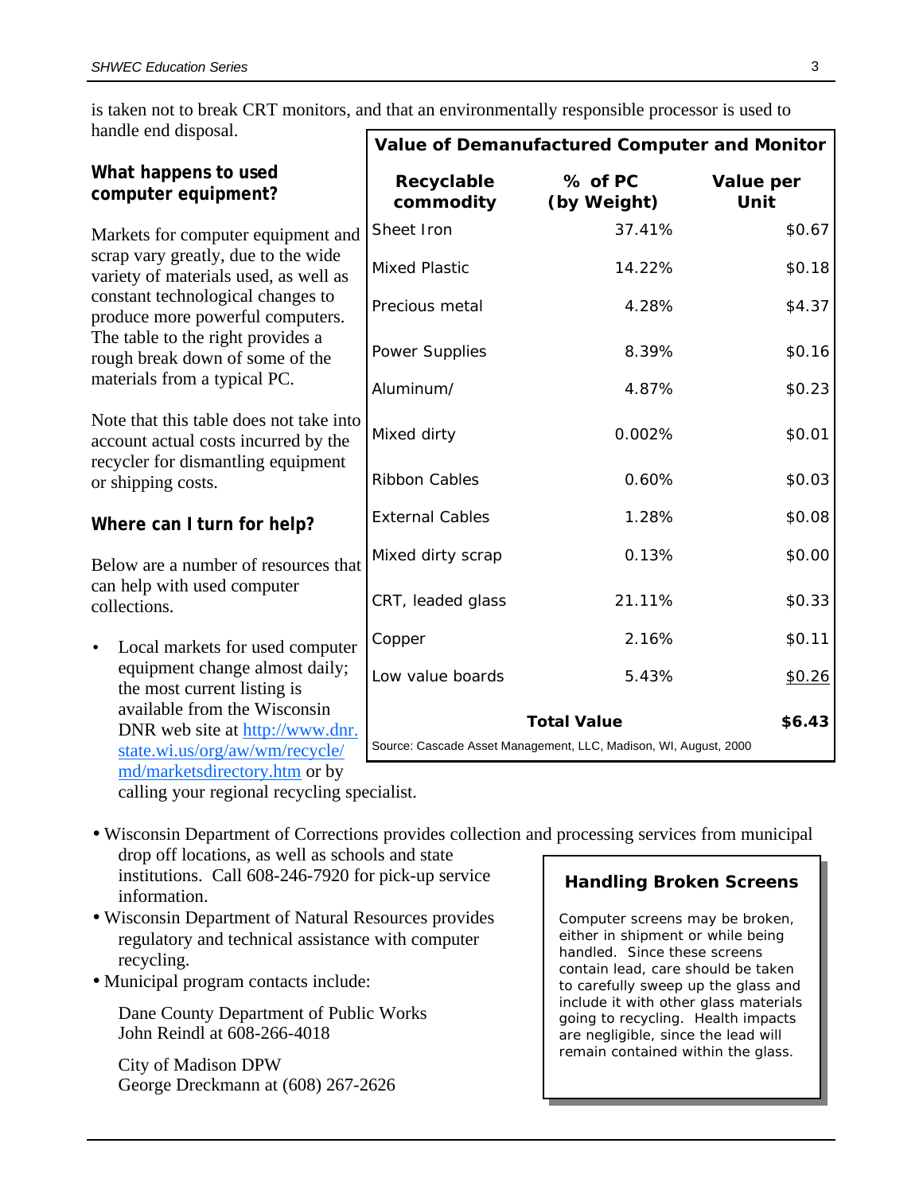is taken not to break CRT monitors, and that an environmentally responsible processor is used to handle end disposal.

### What happens to used computer equipment?

Markets for computer equipment and scrap vary greatly, due to the wide variety of materials used, as well as constant technological changes to produce more powerful computers. The table to the right provides a rough break down of some of the materials from a typical PC.

Note that this table does not take into account actual costs incurred by the recycler for dismantling equipment or shipping costs.

**Value of Demanufactured Computer and Monitor**

| Recyclable commodity | % of PC (by Weight) | Value per Unit |
|---|---|---|
| Sheet Iron | 37.41% | $0.67 |
| Mixed Plastic | 14.22% | $0.18 |
| Precious metal | 4.28% | $4.37 |
| Power Supplies | 8.39% | $0.16 |
| Aluminum/ | 4.87% | $0.23 |
| Mixed dirty | 0.002% | $0.01 |
| Ribbon Cables | 0.60% | $0.03 |
| External Cables | 1.28% | $0.08 |
| Mixed dirty scrap | 0.13% | $0.00 |
| CRT, leaded glass | 21.11% | $0.33 |
| Copper | 2.16% | $0.11 |
| Low value boards | 5.43% | $0.26 |
| **Total Value** | | **$6.43** |

Source: Cascade Asset Management, LLC, Madison, WI, August, 2000

### Where can I turn for help?

Below are a number of resources that can help with used computer collections.

- Local markets for used computer equipment change almost daily; the most current listing is available from the Wisconsin DNR web site at http://www.dnr.state.wi.us/org/aw/wm/recycle/md/marketsdirectory.htm or by calling your regional recycling specialist.
- Wisconsin Department of Corrections provides collection and processing services from municipal drop off locations, as well as schools and state institutions. Call 608-246-7920 for pick-up service information.
- Wisconsin Department of Natural Resources provides regulatory and technical assistance with computer recycling.
- Municipal program contacts include:

  Dane County Department of Public Works
  John Reindl at 608-266-4018

  City of Madison DPW
  George Dreckmann at (608) 267-2626

**Handling Broken Screens**

Computer screens may be broken, either in shipment or while being handled. Since these screens contain lead, care should be taken to carefully sweep up the glass and include it with other glass materials going to recycling. Health impacts are negligible, since the lead will remain contained within the glass.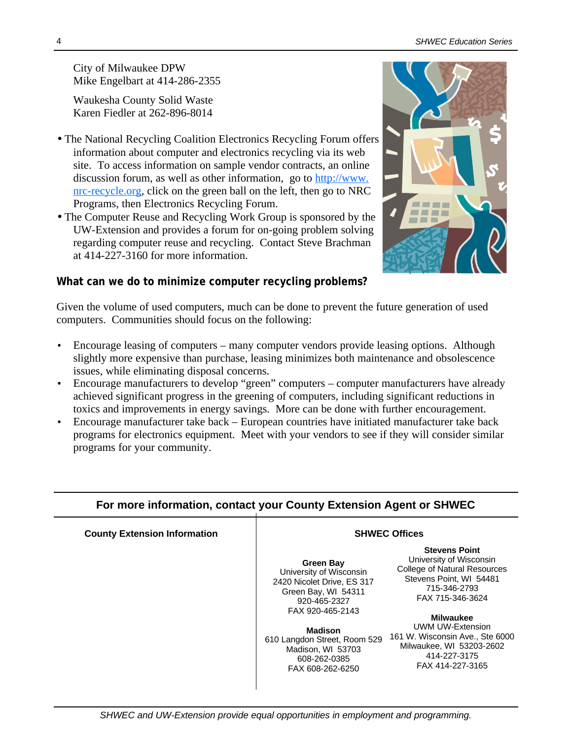City of Milwaukee DPW
Mike Engelbart at 414-286-2355

Waukesha County Solid Waste
Karen Fiedler at 262-896-8014

- The National Recycling Coalition Electronics Recycling Forum offers information about computer and electronics recycling via its web site. To access information on sample vendor contracts, an online discussion forum, as well as other information, go to http://www.nrc-recycle.org, click on the green ball on the left, then go to NRC Programs, then Electronics Recycling Forum.
- The Computer Reuse and Recycling Work Group is sponsored by the UW-Extension and provides a forum for on-going problem solving regarding computer reuse and recycling. Contact Steve Brachman at 414-227-3160 for more information.

### What can we do to minimize computer recycling problems?

Given the volume of used computers, much can be done to prevent the future generation of used computers. Communities should focus on the following:

- Encourage leasing of computers – many computer vendors provide leasing options. Although slightly more expensive than purchase, leasing minimizes both maintenance and obsolescence issues, while eliminating disposal concerns.
- Encourage manufacturers to develop "green" computers – computer manufacturers have already achieved significant progress in the greening of computers, including significant reductions in toxics and improvements in energy savings. More can be done with further encouragement.
- Encourage manufacturer take back – European countries have initiated manufacturer take back programs for electronics equipment. Meet with your vendors to see if they will consider similar programs for your community.

## For more information, contact your County Extension Agent or SHWEC

**County Extension Information**

**SHWEC Offices**

**Green Bay**
University of Wisconsin
2420 Nicolet Drive, ES 317
Green Bay, WI 54311
920-465-2327
FAX 920-465-2143

**Madison**
610 Langdon Street, Room 529
Madison, WI 53703
608-262-0385
FAX 608-262-6250

**Stevens Point**
University of Wisconsin
College of Natural Resources
Stevens Point, WI 54481
715-346-2793
FAX 715-346-3624

**Milwaukee**
UWM UW-Extension
161 W. Wisconsin Ave., Ste 6000
Milwaukee, WI 53203-2602
414-227-3175
FAX 414-227-3165

*SHWEC and UW-Extension provide equal opportunities in employment and programming.*